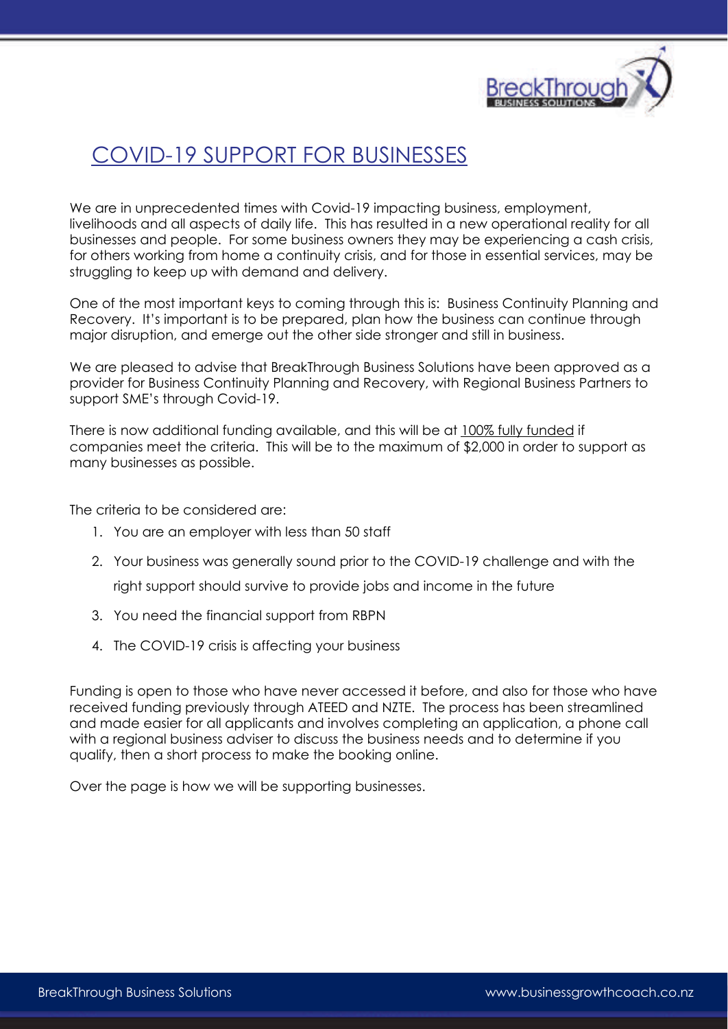# COVID-19 SUPPORT FOR BUSINESSES

We are in unprecedented times with Covid-19 impacting business, employment, livelihoods and all aspects of daily life. This has resulted in a new operational reality for all businesses and people. For some business owners they may be experiencing a cash crisis, for others working from home a continuity crisis, and for those in essential services, may be struggling to keep up with demand and delivery.

One of the most important keys to coming through this is: Business Continuity Planning and Recovery. It's important is to be prepared, plan how the business can continue through major disruption, and emerge out the other side stronger and still in business.

We are pleased to advise that BreakThrough Business Solutions have been approved as a provider for Business Continuity Planning and Recovery, with Regional Business Partners to support SME's through Covid-19.

There is now additional funding available, and this will be at 100% fully funded if companies meet the criteria. This will be to the maximum of $2,000 in order to support as many businesses as possible.

The criteria to be considered are:

1. You are an employer with less than 50 staff
2. Your business was generally sound prior to the COVID-19 challenge and with the right support should survive to provide jobs and income in the future
3. You need the financial support from RBPN
4. The COVID-19 crisis is affecting your business

Funding is open to those who have never accessed it before, and also for those who have received funding previously through ATEED and NZTE. The process has been streamlined and made easier for all applicants and involves completing an application, a phone call with a regional business adviser to discuss the business needs and to determine if you qualify, then a short process to make the booking online.

Over the page is how we will be supporting businesses.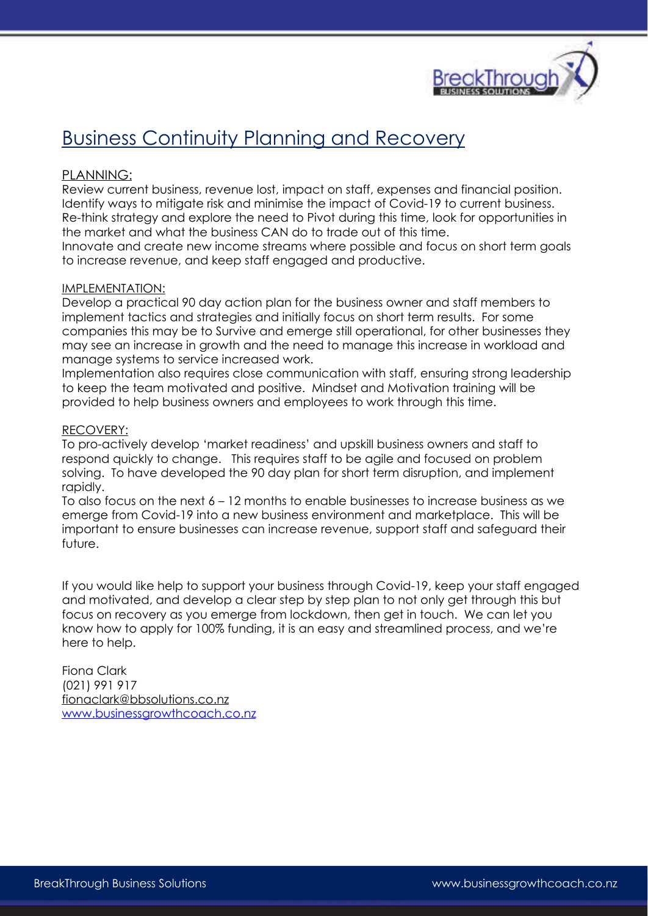# Business Continuity Planning and Recovery

PLANNING:

Review current business, revenue lost, impact on staff, expenses and financial position. Identify ways to mitigate risk and minimise the impact of Covid-19 to current business. Re-think strategy and explore the need to Pivot during this time, look for opportunities in the market and what the business CAN do to trade out of this time.
Innovate and create new income streams where possible and focus on short term goals to increase revenue, and keep staff engaged and productive.

IMPLEMENTATION:

Develop a practical 90 day action plan for the business owner and staff members to implement tactics and strategies and initially focus on short term results. For some companies this may be to Survive and emerge still operational, for other businesses they may see an increase in growth and the need to manage this increase in workload and manage systems to service increased work.
Implementation also requires close communication with staff, ensuring strong leadership to keep the team motivated and positive. Mindset and Motivation training will be provided to help business owners and employees to work through this time.

RECOVERY:

To pro-actively develop 'market readiness' and upskill business owners and staff to respond quickly to change. This requires staff to be agile and focused on problem solving. To have developed the 90 day plan for short term disruption, and implement rapidly.
To also focus on the next 6 – 12 months to enable businesses to increase business as we emerge from Covid-19 into a new business environment and marketplace. This will be important to ensure businesses can increase revenue, support staff and safeguard their future.

If you would like help to support your business through Covid-19, keep your staff engaged and motivated, and develop a clear step by step plan to not only get through this but focus on recovery as you emerge from lockdown, then get in touch. We can let you know how to apply for 100% funding, it is an easy and streamlined process, and we're here to help.

Fiona Clark
(021) 991 917
fionaclark@bbsolutions.co.nz
www.businessgrowthcoach.co.nz